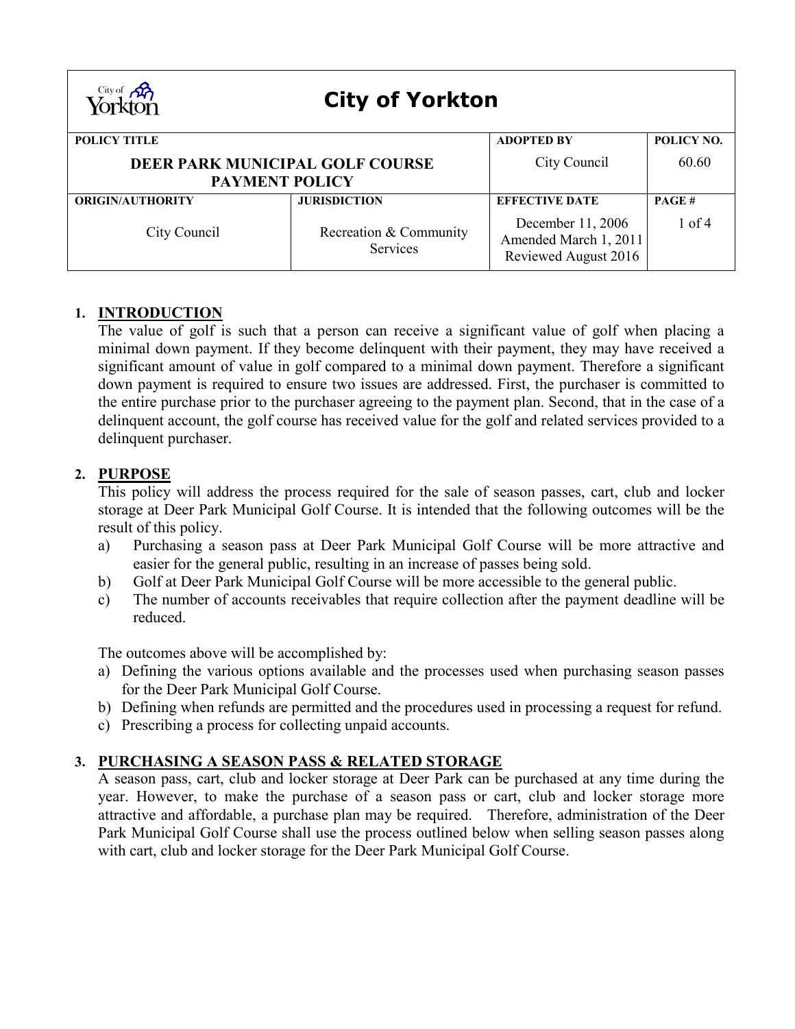# City of Yorkton

| POLICY TITLE | | ADOPTED BY | POLICY NO. |
|---|---|---|---|
| **DEER PARK MUNICIPAL GOLF COURSE PAYMENT POLICY** | | City Council | 60.60 |
| **ORIGIN/AUTHORITY** | **JURISDICTION** | **EFFECTIVE DATE** | **PAGE #** |
| City Council | Recreation & Community Services | December 11, 2006<br>Amended March 1, 2011<br>Reviewed August 2016 | 1 of 4 |

## 1. INTRODUCTION

The value of golf is such that a person can receive a significant value of golf when placing a minimal down payment. If they become delinquent with their payment, they may have received a significant amount of value in golf compared to a minimal down payment. Therefore a significant down payment is required to ensure two issues are addressed. First, the purchaser is committed to the entire purchase prior to the purchaser agreeing to the payment plan. Second, that in the case of a delinquent account, the golf course has received value for the golf and related services provided to a delinquent purchaser.

## 2. PURPOSE

This policy will address the process required for the sale of season passes, cart, club and locker storage at Deer Park Municipal Golf Course. It is intended that the following outcomes will be the result of this policy.

a) Purchasing a season pass at Deer Park Municipal Golf Course will be more attractive and easier for the general public, resulting in an increase of passes being sold.
b) Golf at Deer Park Municipal Golf Course will be more accessible to the general public.
c) The number of accounts receivables that require collection after the payment deadline will be reduced.

The outcomes above will be accomplished by:

a) Defining the various options available and the processes used when purchasing season passes for the Deer Park Municipal Golf Course.
b) Defining when refunds are permitted and the procedures used in processing a request for refund.
c) Prescribing a process for collecting unpaid accounts.

## 3. PURCHASING A SEASON PASS & RELATED STORAGE

A season pass, cart, club and locker storage at Deer Park can be purchased at any time during the year. However, to make the purchase of a season pass or cart, club and locker storage more attractive and affordable, a purchase plan may be required. Therefore, administration of the Deer Park Municipal Golf Course shall use the process outlined below when selling season passes along with cart, club and locker storage for the Deer Park Municipal Golf Course.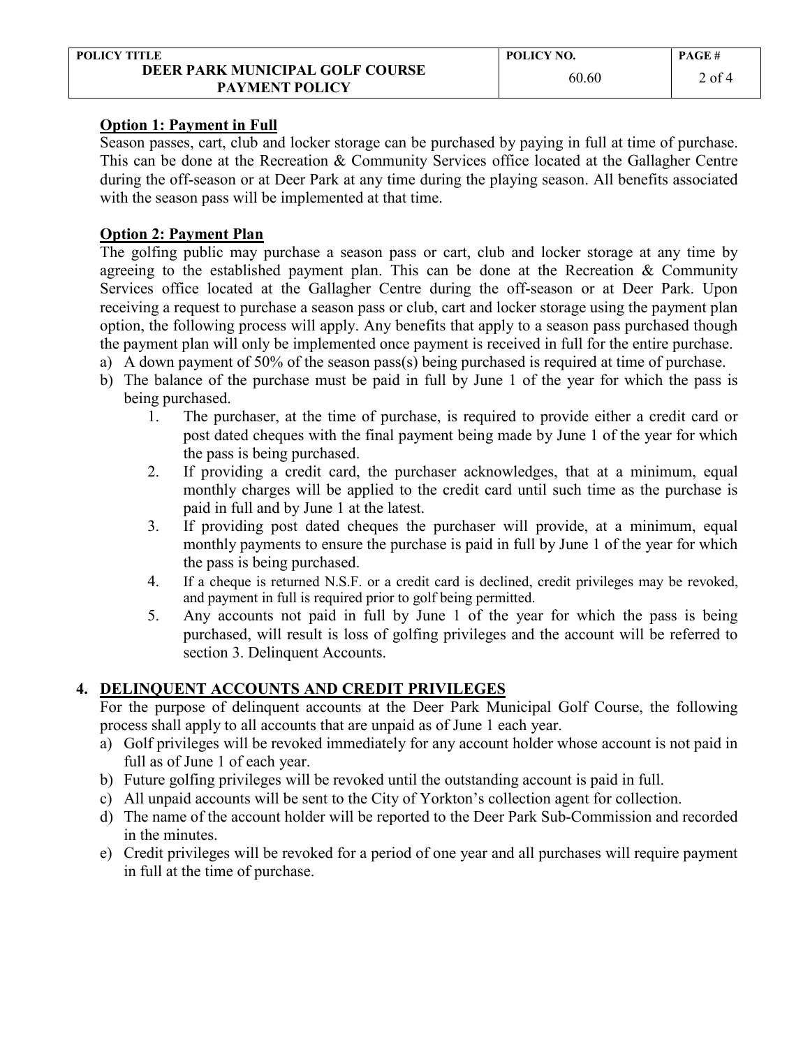**Option 1: Payment in Full**

Season passes, cart, club and locker storage can be purchased by paying in full at time of purchase. This can be done at the Recreation & Community Services office located at the Gallagher Centre during the off-season or at Deer Park at any time during the playing season. All benefits associated with the season pass will be implemented at that time.

**Option 2: Payment Plan**

The golfing public may purchase a season pass or cart, club and locker storage at any time by agreeing to the established payment plan. This can be done at the Recreation & Community Services office located at the Gallagher Centre during the off-season or at Deer Park. Upon receiving a request to purchase a season pass or club, cart and locker storage using the payment plan option, the following process will apply. Any benefits that apply to a season pass purchased though the payment plan will only be implemented once payment is received in full for the entire purchase.

a) A down payment of 50% of the season pass(s) being purchased is required at time of purchase.
b) The balance of the purchase must be paid in full by June 1 of the year for which the pass is being purchased.
    1. The purchaser, at the time of purchase, is required to provide either a credit card or post dated cheques with the final payment being made by June 1 of the year for which the pass is being purchased.
    2. If providing a credit card, the purchaser acknowledges, that at a minimum, equal monthly charges will be applied to the credit card until such time as the purchase is paid in full and by June 1 at the latest.
    3. If providing post dated cheques the purchaser will provide, at a minimum, equal monthly payments to ensure the purchase is paid in full by June 1 of the year for which the pass is being purchased.
    4. If a cheque is returned N.S.F. or a credit card is declined, credit privileges may be revoked, and payment in full is required prior to golf being permitted.
    5. Any accounts not paid in full by June 1 of the year for which the pass is being purchased, will result is loss of golfing privileges and the account will be referred to section 3. Delinquent Accounts.

## 4. DELINQUENT ACCOUNTS AND CREDIT PRIVILEGES

For the purpose of delinquent accounts at the Deer Park Municipal Golf Course, the following process shall apply to all accounts that are unpaid as of June 1 each year.

a) Golf privileges will be revoked immediately for any account holder whose account is not paid in full as of June 1 of each year.
b) Future golfing privileges will be revoked until the outstanding account is paid in full.
c) All unpaid accounts will be sent to the City of Yorkton's collection agent for collection.
d) The name of the account holder will be reported to the Deer Park Sub-Commission and recorded in the minutes.
e) Credit privileges will be revoked for a period of one year and all purchases will require payment in full at the time of purchase.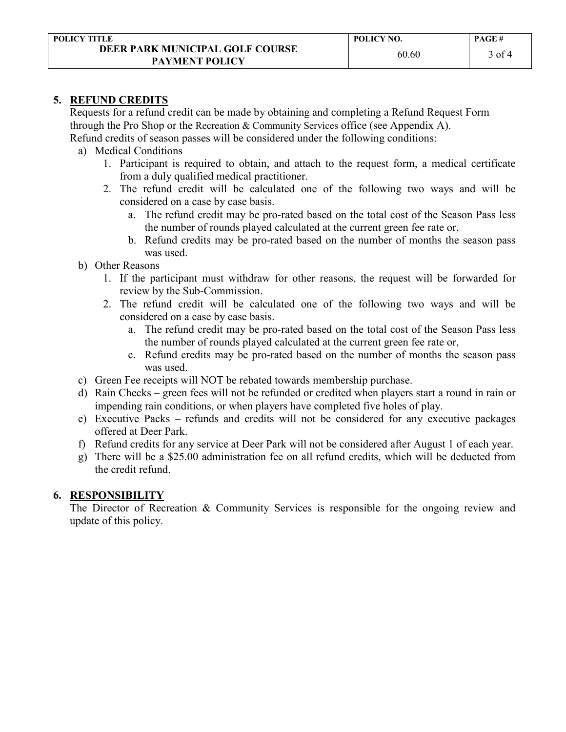## 5. REFUND CREDITS

Requests for a refund credit can be made by obtaining and completing a Refund Request Form through the Pro Shop or the Recreation & Community Services office (see Appendix A).
Refund credits of season passes will be considered under the following conditions:

a) Medical Conditions
   1. Participant is required to obtain, and attach to the request form, a medical certificate from a duly qualified medical practitioner.
   2. The refund credit will be calculated one of the following two ways and will be considered on a case by case basis.
      a. The refund credit may be pro-rated based on the total cost of the Season Pass less the number of rounds played calculated at the current green fee rate or,
      b. Refund credits may be pro-rated based on the number of months the season pass was used.

b) Other Reasons
   1. If the participant must withdraw for other reasons, the request will be forwarded for review by the Sub-Commission.
   2. The refund credit will be calculated one of the following two ways and will be considered on a case by case basis.
      a. The refund credit may be pro-rated based on the total cost of the Season Pass less the number of rounds played calculated at the current green fee rate or,
      c. Refund credits may be pro-rated based on the number of months the season pass was used.

c) Green Fee receipts will NOT be rebated towards membership purchase.

d) Rain Checks – green fees will not be refunded or credited when players start a round in rain or impending rain conditions, or when players have completed five holes of play.

e) Executive Packs – refunds and credits will not be considered for any executive packages offered at Deer Park.

f) Refund credits for any service at Deer Park will not be considered after August 1 of each year.

g) There will be a $25.00 administration fee on all refund credits, which will be deducted from the credit refund.

## 6. RESPONSIBILITY

The Director of Recreation & Community Services is responsible for the ongoing review and update of this policy.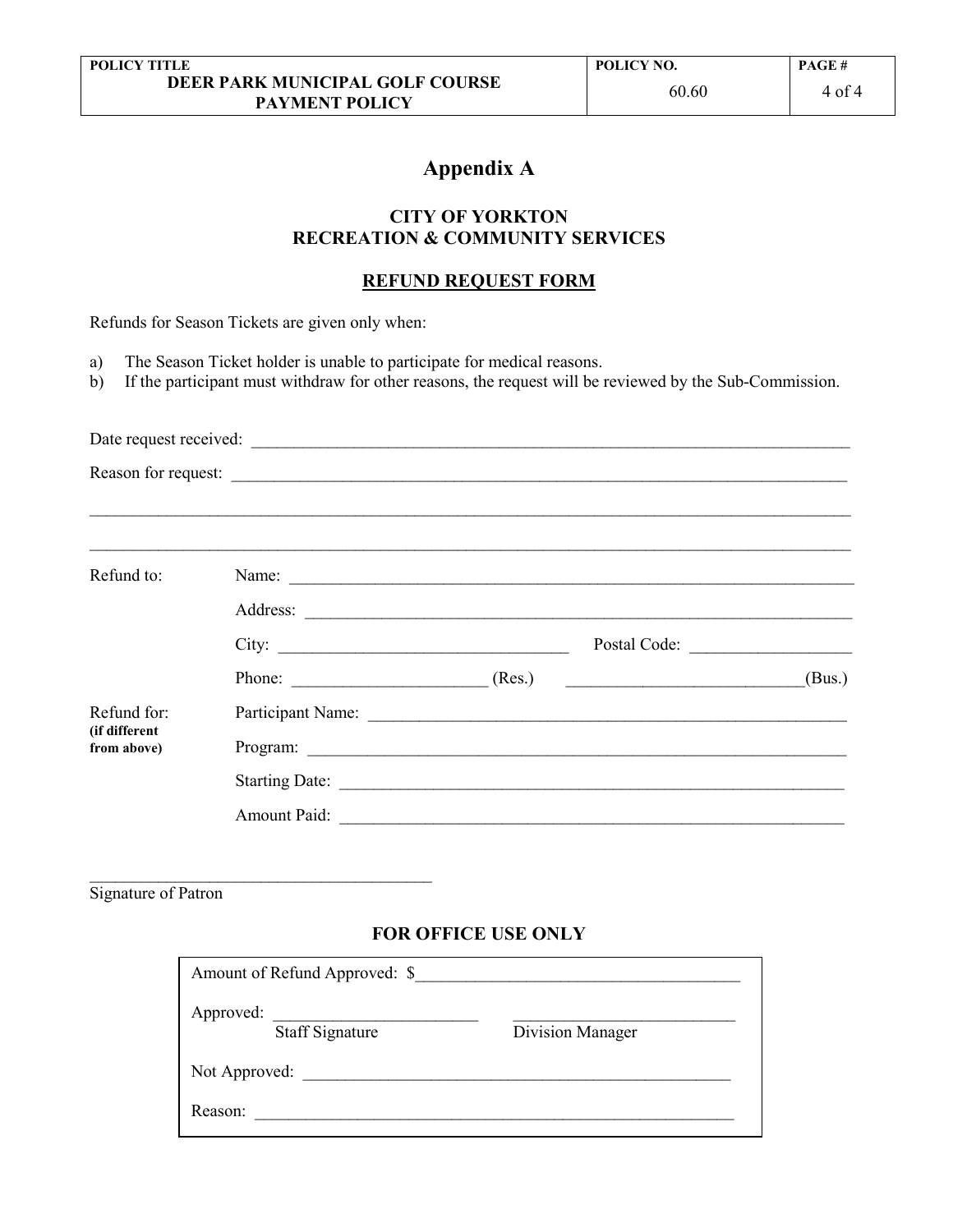# Appendix A

## CITY OF YORKTON
## RECREATION & COMMUNITY SERVICES

### REFUND REQUEST FORM

Refunds for Season Tickets are given only when:

a) The Season Ticket holder is unable to participate for medical reasons.
b) If the participant must withdraw for other reasons, the request will be reviewed by the Sub-Commission.

Date request received: ______________________________________________

Reason for request: ______________________________________________

______________________________________________________________

______________________________________________________________

Refund to: Name: ______________________________________________

Address: ______________________________________________

City: ______________________ Postal Code: ______________

Phone: ______________ (Res.) ______________________(Bus.)

Refund for: **(if different from above)** Participant Name: ______________________________________

Program: ______________________________________________

Starting Date: ______________________________________________

Amount Paid: ______________________________________________

______________________________
Signature of Patron

### FOR OFFICE USE ONLY

Amount of Refund Approved: $______________________________

Approved: ______________________ ______________________
Staff Signature Division Manager

Not Approved: ______________________________________________

Reason: ______________________________________________